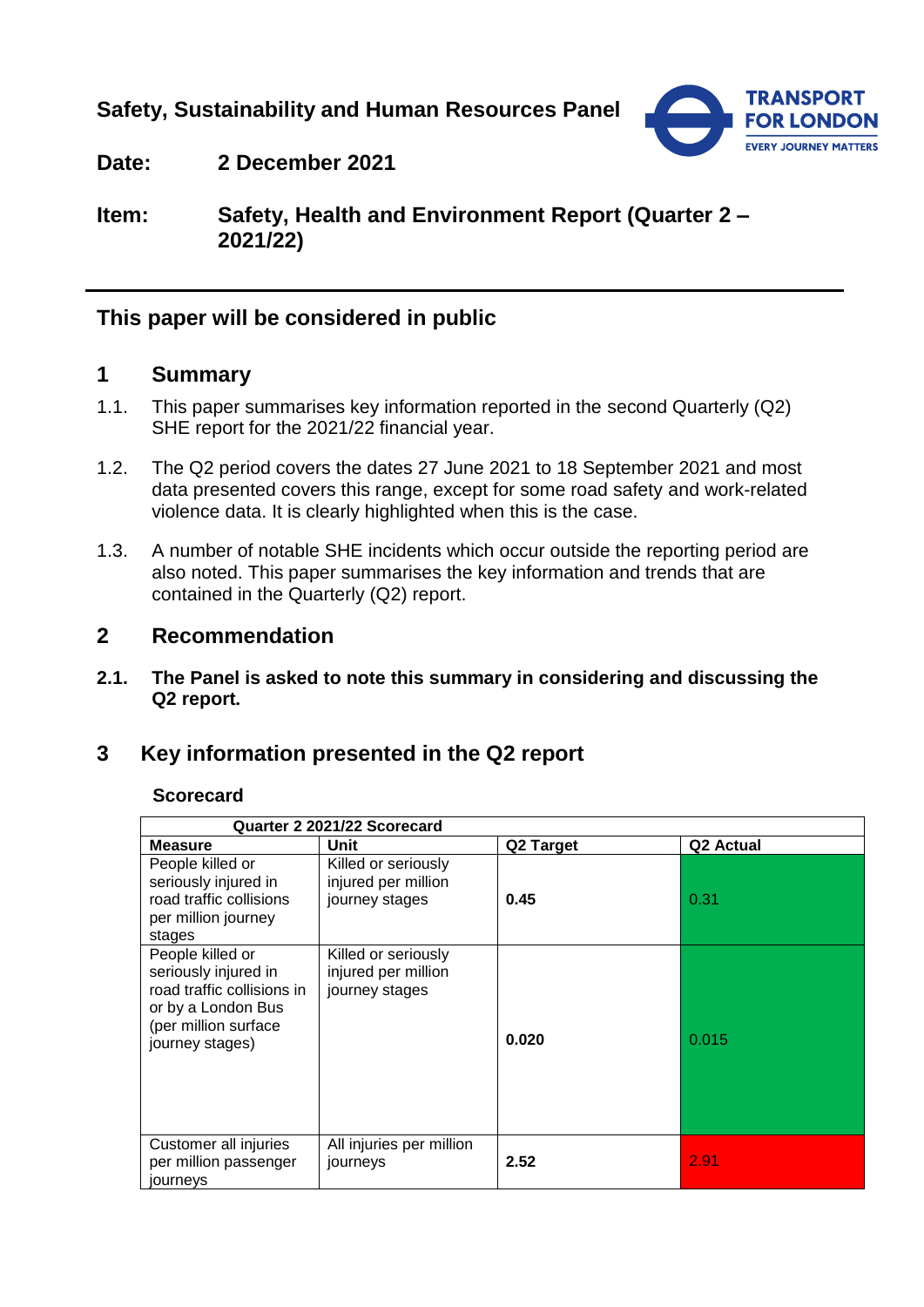**Safety, Sustainability and Human Resources Panel**

**Date:** 2 December 2021

**Item:** Safety, Health and Environment Report (Quarter 2 – 2021/22)

## This paper will be considered in public

## 1 Summary

1.1. This paper summarises key information reported in the second Quarterly (Q2) SHE report for the 2021/22 financial year.

1.2. The Q2 period covers the dates 27 June 2021 to 18 September 2021 and most data presented covers this range, except for some road safety and work-related violence data. It is clearly highlighted when this is the case.

1.3. A number of notable SHE incidents which occur outside the reporting period are also noted. This paper summarises the key information and trends that are contained in the Quarterly (Q2) report.

## 2 Recommendation

**2.1. The Panel is asked to note this summary in considering and discussing the Q2 report.**

## 3 Key information presented in the Q2 report

### Scorecard

| Quarter 2 2021/22 Scorecard | | | |
|---|---|---|---|
| **Measure** | **Unit** | **Q2 Target** | **Q2 Actual** |
| People killed or seriously injured in road traffic collisions per million journey stages | Killed or seriously injured per million journey stages | **0.45** | 0.31 |
| People killed or seriously injured in road traffic collisions in or by a London Bus (per million surface journey stages) | Killed or seriously injured per million journey stages | **0.020** | 0.015 |
| Customer all injuries per million passenger journeys | All injuries per million journeys | **2.52** | 2.91 |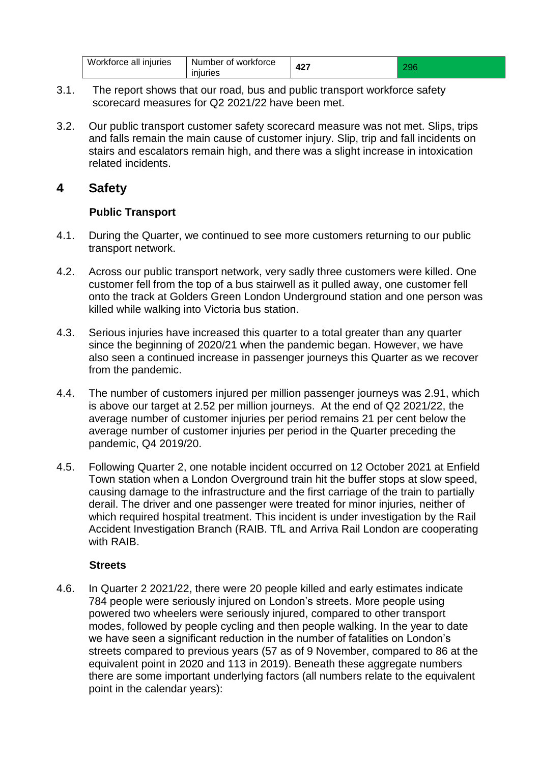| Workforce all injuries | Number of workforce injuries | 427 | 296 |
|---|---|---|---|

3.1. The report shows that our road, bus and public transport workforce safety scorecard measures for Q2 2021/22 have been met.

3.2. Our public transport customer safety scorecard measure was not met. Slips, trips and falls remain the main cause of customer injury. Slip, trip and fall incidents on stairs and escalators remain high, and there was a slight increase in intoxication related incidents.

# 4 Safety

### Public Transport

4.1. During the Quarter, we continued to see more customers returning to our public transport network.

4.2. Across our public transport network, very sadly three customers were killed. One customer fell from the top of a bus stairwell as it pulled away, one customer fell onto the track at Golders Green London Underground station and one person was killed while walking into Victoria bus station.

4.3. Serious injuries have increased this quarter to a total greater than any quarter since the beginning of 2020/21 when the pandemic began. However, we have also seen a continued increase in passenger journeys this Quarter as we recover from the pandemic.

4.4. The number of customers injured per million passenger journeys was 2.91, which is above our target at 2.52 per million journeys. At the end of Q2 2021/22, the average number of customer injuries per period remains 21 per cent below the average number of customer injuries per period in the Quarter preceding the pandemic, Q4 2019/20.

4.5. Following Quarter 2, one notable incident occurred on 12 October 2021 at Enfield Town station when a London Overground train hit the buffer stops at slow speed, causing damage to the infrastructure and the first carriage of the train to partially derail. The driver and one passenger were treated for minor injuries, neither of which required hospital treatment. This incident is under investigation by the Rail Accident Investigation Branch (RAIB. TfL and Arriva Rail London are cooperating with RAIB.

### Streets

4.6. In Quarter 2 2021/22, there were 20 people killed and early estimates indicate 784 people were seriously injured on London's streets. More people using powered two wheelers were seriously injured, compared to other transport modes, followed by people cycling and then people walking. In the year to date we have seen a significant reduction in the number of fatalities on London's streets compared to previous years (57 as of 9 November, compared to 86 at the equivalent point in 2020 and 113 in 2019). Beneath these aggregate numbers there are some important underlying factors (all numbers relate to the equivalent point in the calendar years):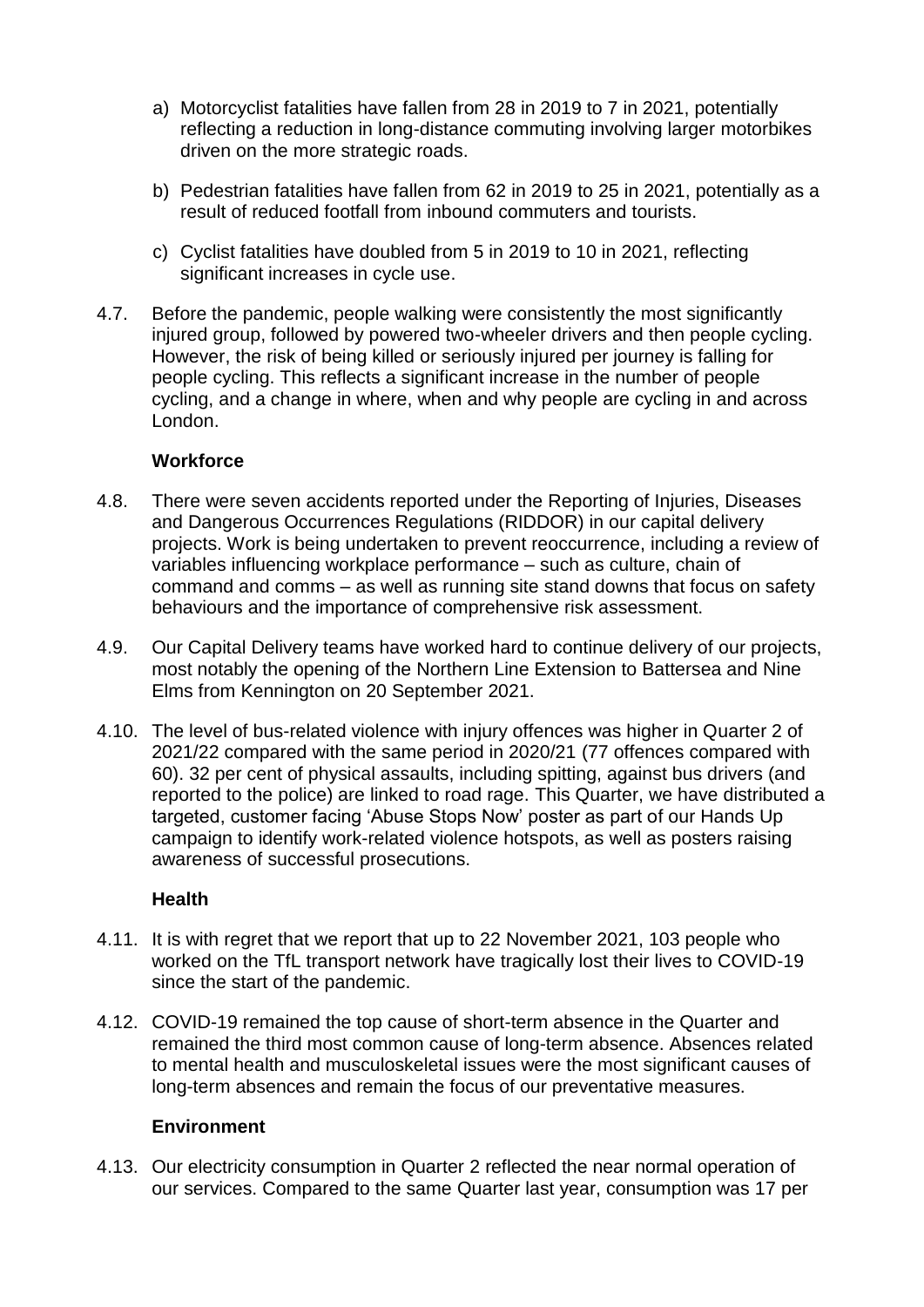a) Motorcyclist fatalities have fallen from 28 in 2019 to 7 in 2021, potentially reflecting a reduction in long-distance commuting involving larger motorbikes driven on the more strategic roads.

b) Pedestrian fatalities have fallen from 62 in 2019 to 25 in 2021, potentially as a result of reduced footfall from inbound commuters and tourists.

c) Cyclist fatalities have doubled from 5 in 2019 to 10 in 2021, reflecting significant increases in cycle use.

4.7. Before the pandemic, people walking were consistently the most significantly injured group, followed by powered two-wheeler drivers and then people cycling. However, the risk of being killed or seriously injured per journey is falling for people cycling. This reflects a significant increase in the number of people cycling, and a change in where, when and why people are cycling in and across London.

### Workforce

4.8. There were seven accidents reported under the Reporting of Injuries, Diseases and Dangerous Occurrences Regulations (RIDDOR) in our capital delivery projects. Work is being undertaken to prevent reoccurrence, including a review of variables influencing workplace performance – such as culture, chain of command and comms – as well as running site stand downs that focus on safety behaviours and the importance of comprehensive risk assessment.

4.9. Our Capital Delivery teams have worked hard to continue delivery of our projects, most notably the opening of the Northern Line Extension to Battersea and Nine Elms from Kennington on 20 September 2021.

4.10. The level of bus-related violence with injury offences was higher in Quarter 2 of 2021/22 compared with the same period in 2020/21 (77 offences compared with 60). 32 per cent of physical assaults, including spitting, against bus drivers (and reported to the police) are linked to road rage. This Quarter, we have distributed a targeted, customer facing 'Abuse Stops Now' poster as part of our Hands Up campaign to identify work-related violence hotspots, as well as posters raising awareness of successful prosecutions.

### Health

4.11. It is with regret that we report that up to 22 November 2021, 103 people who worked on the TfL transport network have tragically lost their lives to COVID-19 since the start of the pandemic.

4.12. COVID-19 remained the top cause of short-term absence in the Quarter and remained the third most common cause of long-term absence. Absences related to mental health and musculoskeletal issues were the most significant causes of long-term absences and remain the focus of our preventative measures.

### Environment

4.13. Our electricity consumption in Quarter 2 reflected the near normal operation of our services. Compared to the same Quarter last year, consumption was 17 per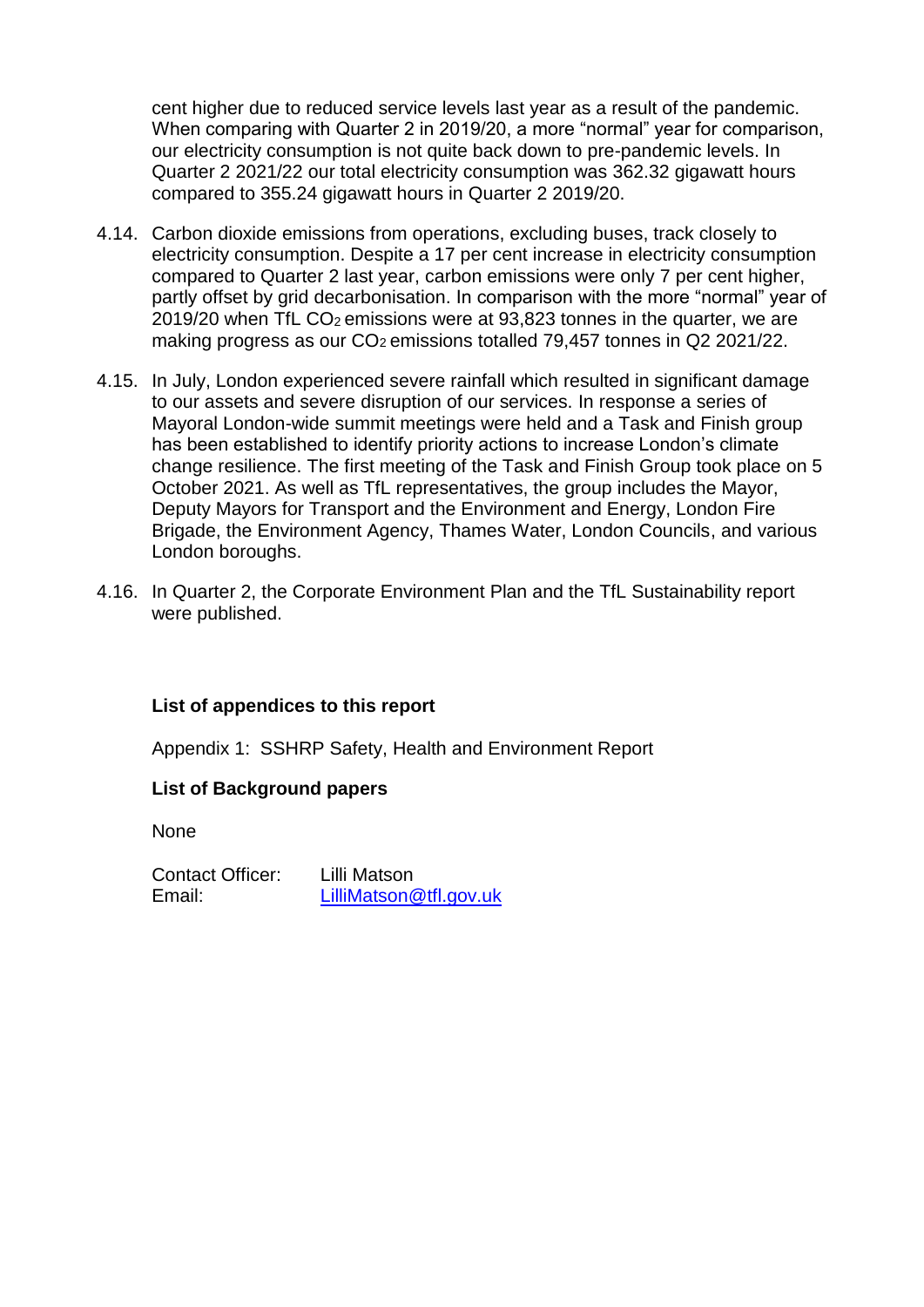cent higher due to reduced service levels last year as a result of the pandemic. When comparing with Quarter 2 in 2019/20, a more "normal" year for comparison, our electricity consumption is not quite back down to pre-pandemic levels. In Quarter 2 2021/22 our total electricity consumption was 362.32 gigawatt hours compared to 355.24 gigawatt hours in Quarter 2 2019/20.

4.14. Carbon dioxide emissions from operations, excluding buses, track closely to electricity consumption. Despite a 17 per cent increase in electricity consumption compared to Quarter 2 last year, carbon emissions were only 7 per cent higher, partly offset by grid decarbonisation. In comparison with the more "normal" year of 2019/20 when TfL $CO_2$ emissions were at 93,823 tonnes in the quarter, we are making progress as our $CO_2$ emissions totalled 79,457 tonnes in Q2 2021/22.

4.15. In July, London experienced severe rainfall which resulted in significant damage to our assets and severe disruption of our services. In response a series of Mayoral London-wide summit meetings were held and a Task and Finish group has been established to identify priority actions to increase London's climate change resilience. The first meeting of the Task and Finish Group took place on 5 October 2021. As well as TfL representatives, the group includes the Mayor, Deputy Mayors for Transport and the Environment and Energy, London Fire Brigade, the Environment Agency, Thames Water, London Councils, and various London boroughs.

4.16. In Quarter 2, the Corporate Environment Plan and the TfL Sustainability report were published.

**List of appendices to this report**

Appendix 1: SSHRP Safety, Health and Environment Report

**List of Background papers**

None

Contact Officer: Lilli Matson
Email: LilliMatson@tfl.gov.uk